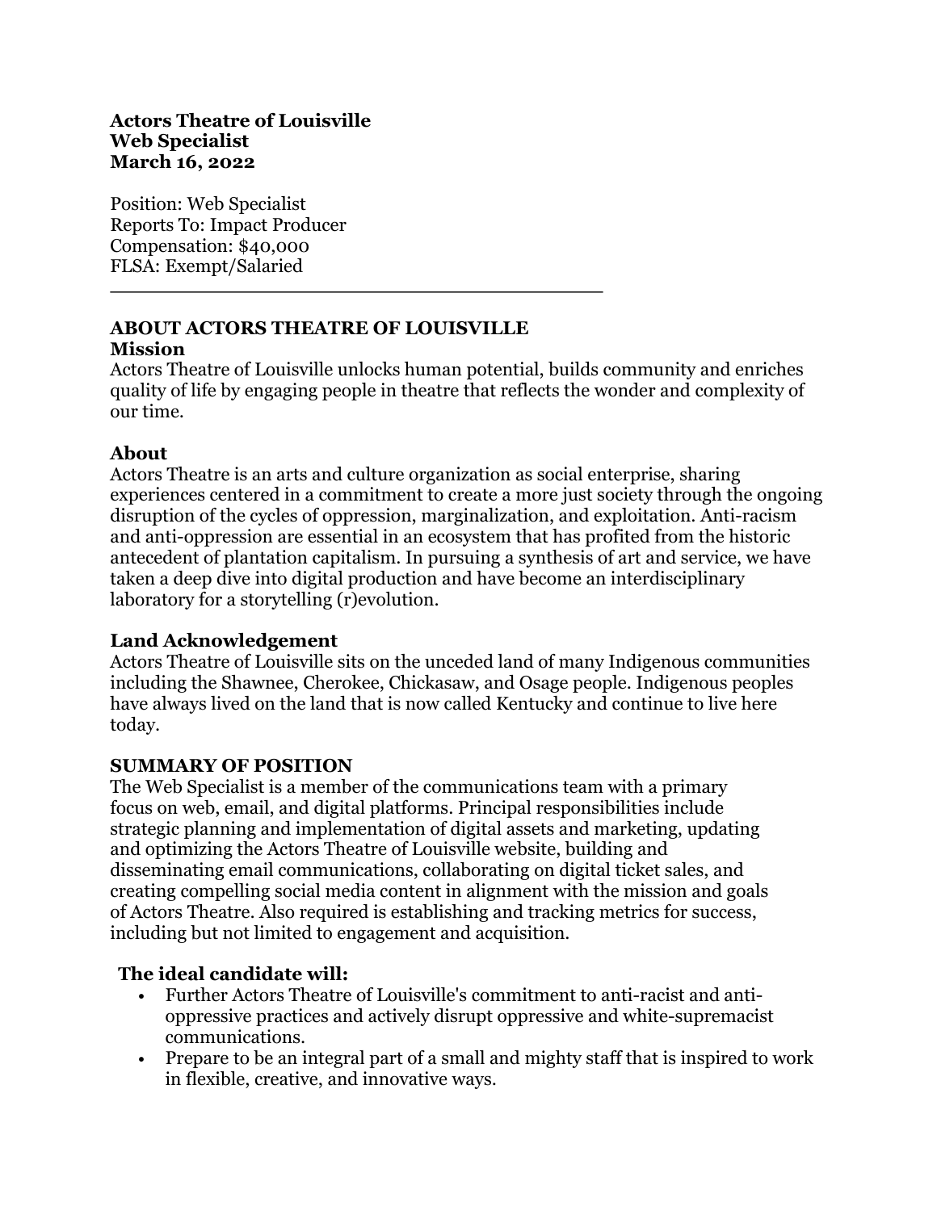**Actors Theatre of Louisville**
**Web Specialist**
**March 16, 2022**

Position: Web Specialist
Reports To: Impact Producer
Compensation: $40,000
FLSA: Exempt/Salaried

---

## ABOUT ACTORS THEATRE OF LOUISVILLE

### Mission

Actors Theatre of Louisville unlocks human potential, builds community and enriches quality of life by engaging people in theatre that reflects the wonder and complexity of our time.

### About

Actors Theatre is an arts and culture organization as social enterprise, sharing experiences centered in a commitment to create a more just society through the ongoing disruption of the cycles of oppression, marginalization, and exploitation. Anti-racism and anti-oppression are essential in an ecosystem that has profited from the historic antecedent of plantation capitalism. In pursuing a synthesis of art and service, we have taken a deep dive into digital production and have become an interdisciplinary laboratory for a storytelling (r)evolution.

### Land Acknowledgement

Actors Theatre of Louisville sits on the unceded land of many Indigenous communities including the Shawnee, Cherokee, Chickasaw, and Osage people. Indigenous peoples have always lived on the land that is now called Kentucky and continue to live here today.

## SUMMARY OF POSITION

The Web Specialist is a member of the communications team with a primary focus on web, email, and digital platforms. Principal responsibilities include strategic planning and implementation of digital assets and marketing, updating and optimizing the Actors Theatre of Louisville website, building and disseminating email communications, collaborating on digital ticket sales, and creating compelling social media content in alignment with the mission and goals of Actors Theatre. Also required is establishing and tracking metrics for success, including but not limited to engagement and acquisition.

### The ideal candidate will:

- Further Actors Theatre of Louisville's commitment to anti-racist and anti-oppressive practices and actively disrupt oppressive and white-supremacist communications.
- Prepare to be an integral part of a small and mighty staff that is inspired to work in flexible, creative, and innovative ways.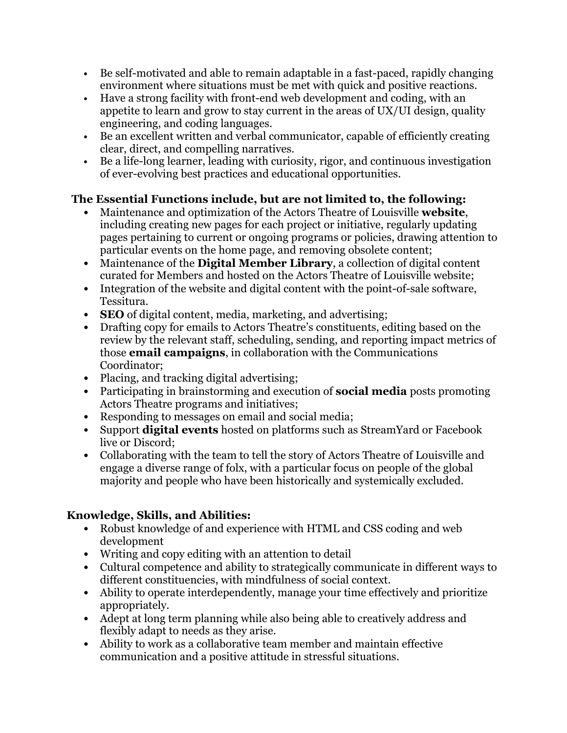- Be self-motivated and able to remain adaptable in a fast-paced, rapidly changing environment where situations must be met with quick and positive reactions.
- Have a strong facility with front-end web development and coding, with an appetite to learn and grow to stay current in the areas of UX/UI design, quality engineering, and coding languages.
- Be an excellent written and verbal communicator, capable of efficiently creating clear, direct, and compelling narratives.
- Be a life-long learner, leading with curiosity, rigor, and continuous investigation of ever-evolving best practices and educational opportunities.

**The Essential Functions include, but are not limited to, the following:**

- Maintenance and optimization of the Actors Theatre of Louisville **website**, including creating new pages for each project or initiative, regularly updating pages pertaining to current or ongoing programs or policies, drawing attention to particular events on the home page, and removing obsolete content;
- Maintenance of the **Digital Member Library**, a collection of digital content curated for Members and hosted on the Actors Theatre of Louisville website;
- Integration of the website and digital content with the point-of-sale software, Tessitura.
- **SEO** of digital content, media, marketing, and advertising;
- Drafting copy for emails to Actors Theatre's constituents, editing based on the review by the relevant staff, scheduling, sending, and reporting impact metrics of those **email campaigns**, in collaboration with the Communications Coordinator;
- Placing, and tracking digital advertising;
- Participating in brainstorming and execution of **social media** posts promoting Actors Theatre programs and initiatives;
- Responding to messages on email and social media;
- Support **digital events** hosted on platforms such as StreamYard or Facebook live or Discord;
- Collaborating with the team to tell the story of Actors Theatre of Louisville and engage a diverse range of folx, with a particular focus on people of the global majority and people who have been historically and systemically excluded.

**Knowledge, Skills, and Abilities:**

- Robust knowledge of and experience with HTML and CSS coding and web development
- Writing and copy editing with an attention to detail
- Cultural competence and ability to strategically communicate in different ways to different constituencies, with mindfulness of social context.
- Ability to operate interdependently, manage your time effectively and prioritize appropriately.
- Adept at long term planning while also being able to creatively address and flexibly adapt to needs as they arise.
- Ability to work as a collaborative team member and maintain effective communication and a positive attitude in stressful situations.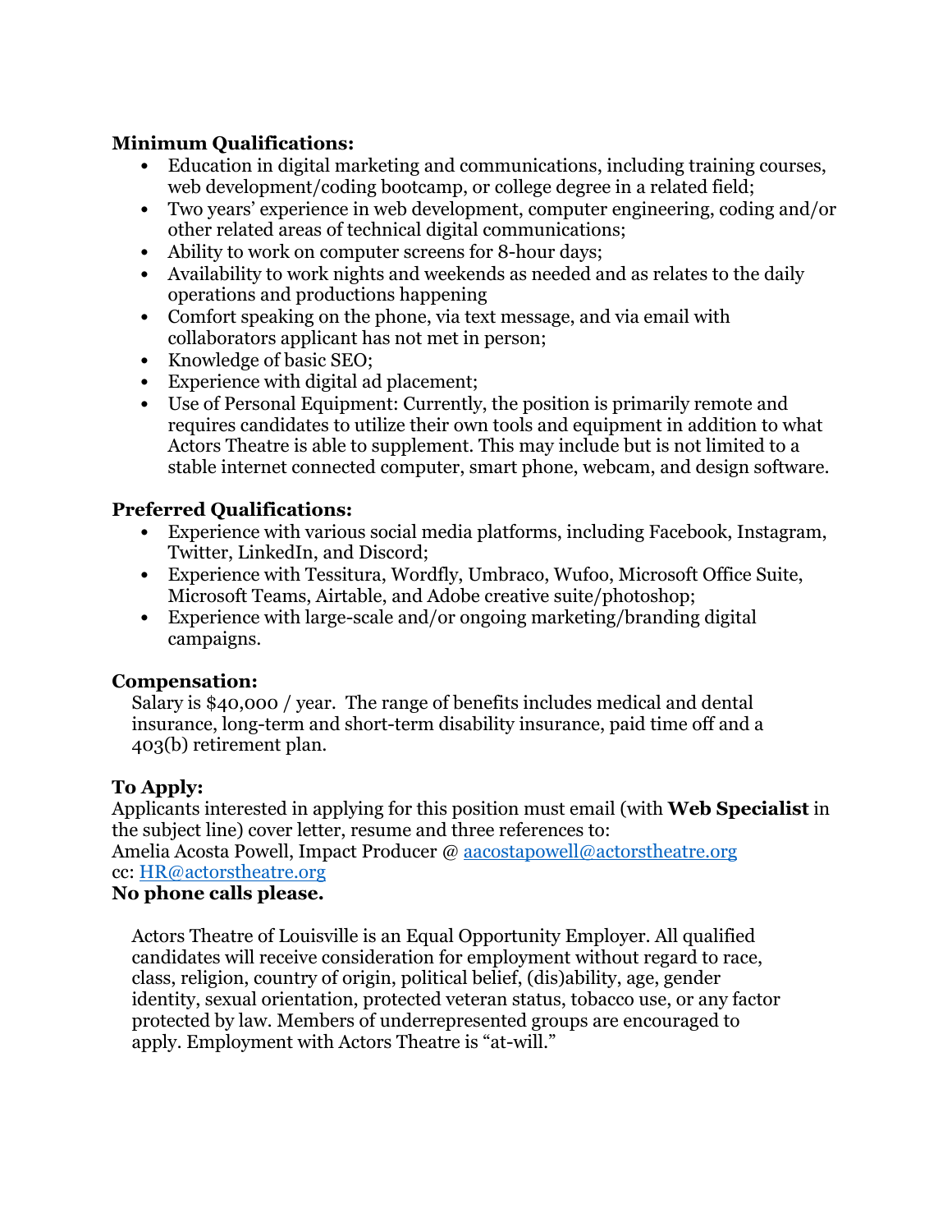**Minimum Qualifications:**

- Education in digital marketing and communications, including training courses, web development/coding bootcamp, or college degree in a related field;
- Two years' experience in web development, computer engineering, coding and/or other related areas of technical digital communications;
- Ability to work on computer screens for 8-hour days;
- Availability to work nights and weekends as needed and as relates to the daily operations and productions happening
- Comfort speaking on the phone, via text message, and via email with collaborators applicant has not met in person;
- Knowledge of basic SEO;
- Experience with digital ad placement;
- Use of Personal Equipment: Currently, the position is primarily remote and requires candidates to utilize their own tools and equipment in addition to what Actors Theatre is able to supplement. This may include but is not limited to a stable internet connected computer, smart phone, webcam, and design software.

**Preferred Qualifications:**

- Experience with various social media platforms, including Facebook, Instagram, Twitter, LinkedIn, and Discord;
- Experience with Tessitura, Wordfly, Umbraco, Wufoo, Microsoft Office Suite, Microsoft Teams, Airtable, and Adobe creative suite/photoshop;
- Experience with large-scale and/or ongoing marketing/branding digital campaigns.

**Compensation:**

Salary is $40,000 / year. The range of benefits includes medical and dental insurance, long-term and short-term disability insurance, paid time off and a 403(b) retirement plan.

**To Apply:**

Applicants interested in applying for this position must email (with **Web Specialist** in the subject line) cover letter, resume and three references to:
Amelia Acosta Powell, Impact Producer @ aacostapowell@actorstheatre.org
cc: HR@actorstheatre.org

**No phone calls please.**

Actors Theatre of Louisville is an Equal Opportunity Employer. All qualified candidates will receive consideration for employment without regard to race, class, religion, country of origin, political belief, (dis)ability, age, gender identity, sexual orientation, protected veteran status, tobacco use, or any factor protected by law. Members of underrepresented groups are encouraged to apply. Employment with Actors Theatre is "at-will."